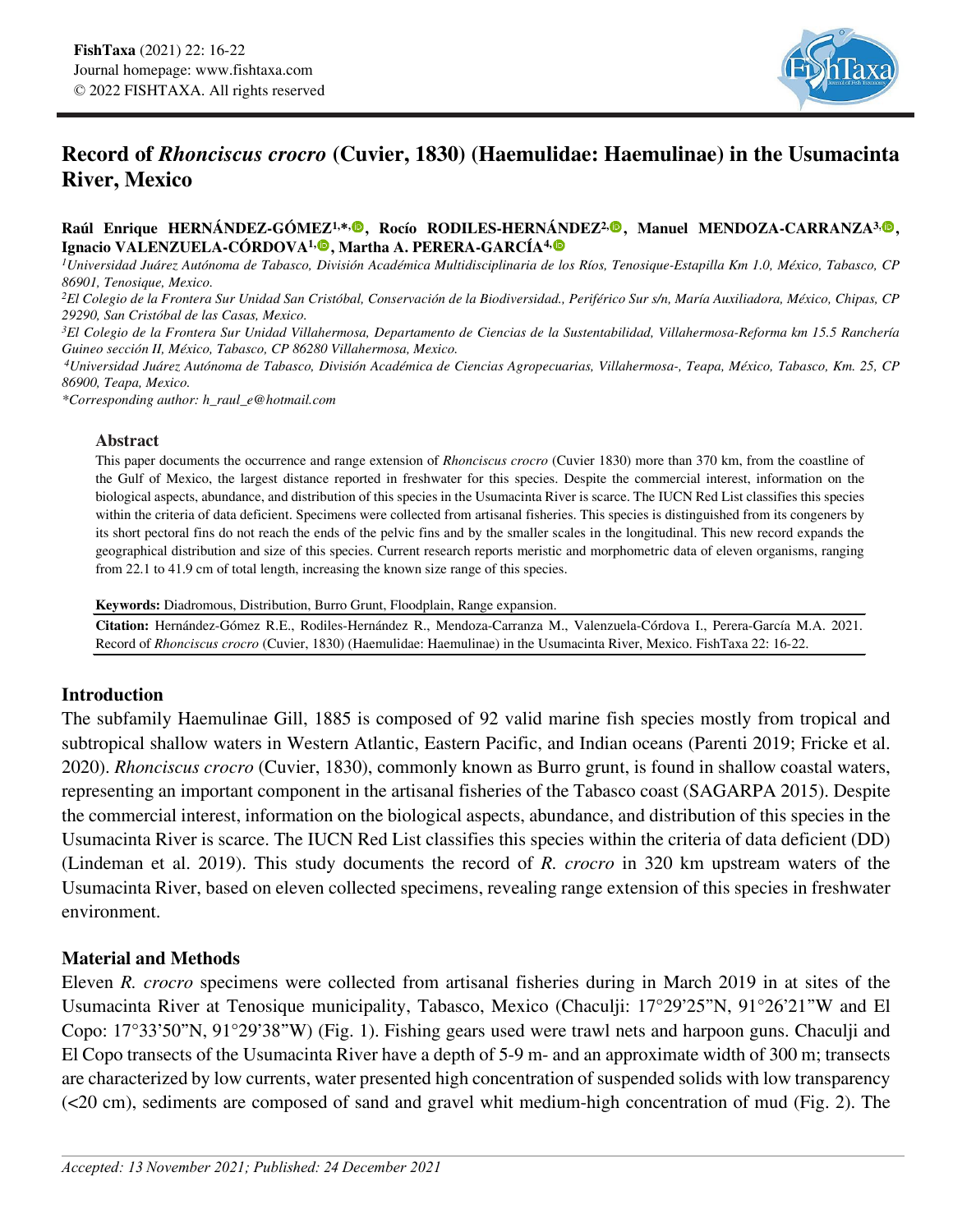# Record of *Rhonciscus crocro* (Cuvier, 1830) (Haemulidae: Haemulinae) in the Usumacinta River, Mexico

**Raúl Enrique HERNÁNDEZ-GÓMEZ[1,*], Rocío RODILES-HERNÁNDEZ[2], Manuel MENDOZA-CARRANZA[3], Ignacio VALENZUELA-CÓRDOVA[1], Martha A. PERERA-GARCÍA[4]**

[1]*Universidad Juárez Autónoma de Tabasco, División Académica Multidisciplinaria de los Ríos, Tenosique-Estapilla Km 1.0, México, Tabasco, CP 86901, Tenosique, Mexico.*

[2]*El Colegio de la Frontera Sur Unidad San Cristóbal, Conservación de la Biodiversidad., Periférico Sur s/n, María Auxiliadora, México, Chipas, CP 29290, San Cristóbal de las Casas, Mexico.*

[3]*El Colegio de la Frontera Sur Unidad Villahermosa, Departamento de Ciencias de la Sustentabilidad, Villahermosa-Reforma km 15.5 Ranchería Guineo sección II, México, Tabasco, CP 86280 Villahermosa, Mexico.*

[4]*Universidad Juárez Autónoma de Tabasco, División Académica de Ciencias Agropecuarias, Villahermosa-, Teapa, México, Tabasco, Km. 25, CP 86900, Teapa, Mexico.*

*\*Corresponding author: h_raul_e@hotmail.com*

## Abstract

This paper documents the occurrence and range extension of *Rhonciscus crocro* (Cuvier 1830) more than 370 km, from the coastline of the Gulf of Mexico, the largest distance reported in freshwater for this species. Despite the commercial interest, information on the biological aspects, abundance, and distribution of this species in the Usumacinta River is scarce. The IUCN Red List classifies this species within the criteria of data deficient. Specimens were collected from artisanal fisheries. This species is distinguished from its congeners by its short pectoral fins do not reach the ends of the pelvic fins and by the smaller scales in the longitudinal. This new record expands the geographical distribution and size of this species. Current research reports meristic and morphometric data of eleven organisms, ranging from 22.1 to 41.9 cm of total length, increasing the known size range of this species.

**Keywords:** Diadromous, Distribution, Burro Grunt, Floodplain, Range expansion.

**Citation:** Hernández-Gómez R.E., Rodiles-Hernández R., Mendoza-Carranza M., Valenzuela-Córdova I., Perera-García M.A. 2021. Record of *Rhonciscus crocro* (Cuvier, 1830) (Haemulidae: Haemulinae) in the Usumacinta River, Mexico. FishTaxa 22: 16-22.

## Introduction

The subfamily Haemulinae Gill, 1885 is composed of 92 valid marine fish species mostly from tropical and subtropical shallow waters in Western Atlantic, Eastern Pacific, and Indian oceans (Parenti 2019; Fricke et al. 2020). *Rhonciscus crocro* (Cuvier, 1830), commonly known as Burro grunt, is found in shallow coastal waters, representing an important component in the artisanal fisheries of the Tabasco coast (SAGARPA 2015). Despite the commercial interest, information on the biological aspects, abundance, and distribution of this species in the Usumacinta River is scarce. The IUCN Red List classifies this species within the criteria of data deficient (DD) (Lindeman et al. 2019). This study documents the record of *R. crocro* in 320 km upstream waters of the Usumacinta River, based on eleven collected specimens, revealing range extension of this species in freshwater environment.

## Material and Methods

Eleven *R. crocro* specimens were collected from artisanal fisheries during in March 2019 in at sites of the Usumacinta River at Tenosique municipality, Tabasco, Mexico (Chaculji: 17°29'25"N, 91°26'21"W and El Copo: 17°33'50"N, 91°29'38"W) (Fig. 1). Fishing gears used were trawl nets and harpoon guns. Chaculji and El Copo transects of the Usumacinta River have a depth of 5-9 m- and an approximate width of 300 m; transects are characterized by low currents, water presented high concentration of suspended solids with low transparency (<20 cm), sediments are composed of sand and gravel whit medium-high concentration of mud (Fig. 2). The

*Accepted: 13 November 2021; Published: 24 December 2021*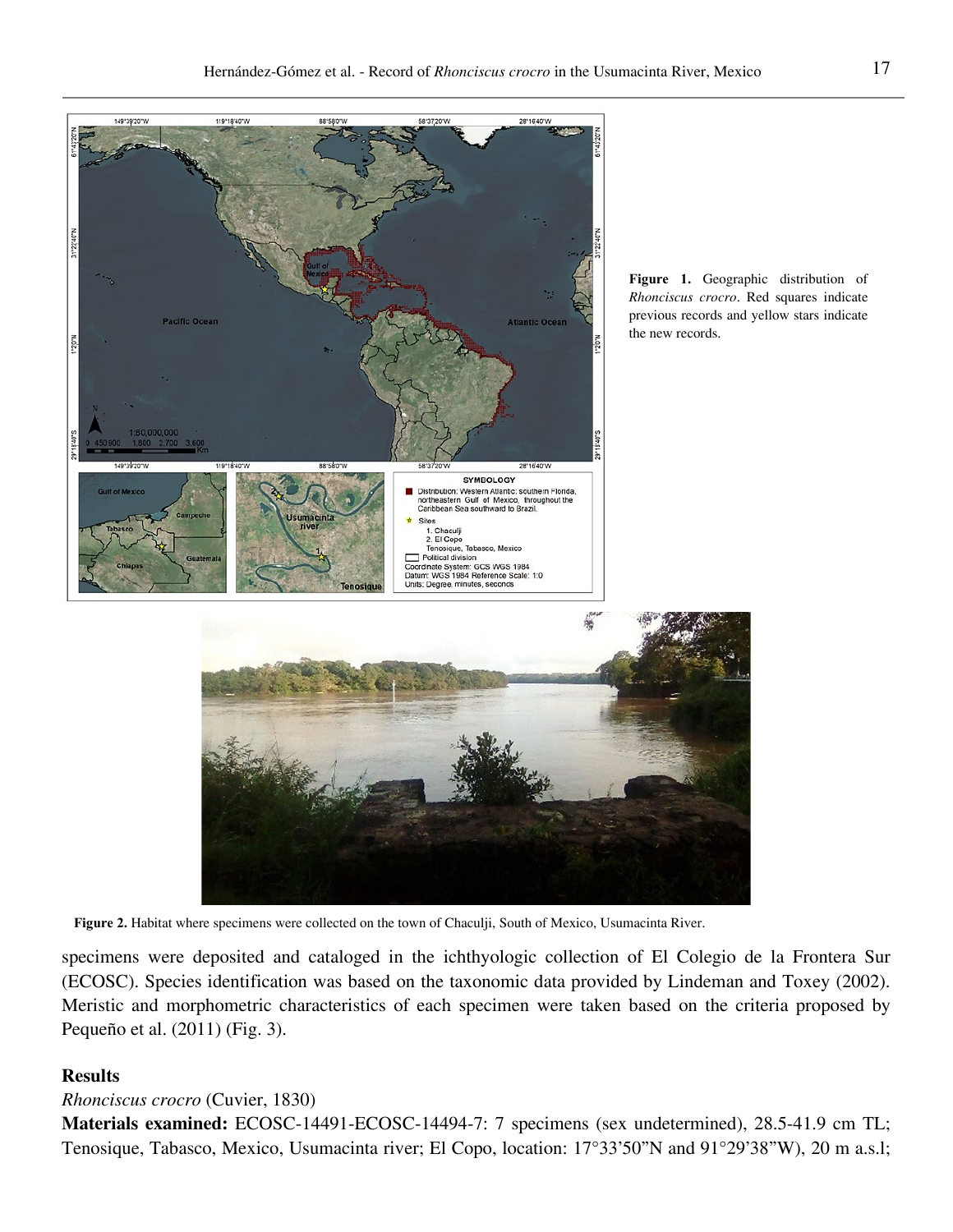**Figure 1.** Geographic distribution of *Rhonciscus crocro*. Red squares indicate previous records and yellow stars indicate the new records.

**Figure 2.** Habitat where specimens were collected on the town of Chaculji, South of Mexico, Usumacinta River.

specimens were deposited and cataloged in the ichthyologic collection of El Colegio de la Frontera Sur (ECOSC). Species identification was based on the taxonomic data provided by Lindeman and Toxey (2002). Meristic and morphometric characteristics of each specimen were taken based on the criteria proposed by Pequeño et al. (2011) (Fig. 3).

## Results

*Rhonciscus crocro* (Cuvier, 1830)

**Materials examined:** ECOSC-14491-ECOSC-14494-7: 7 specimens (sex undetermined), 28.5-41.9 cm TL; Tenosique, Tabasco, Mexico, Usumacinta river; El Copo, location: 17°33'50"N and 91°29'38"W), 20 m a.s.l;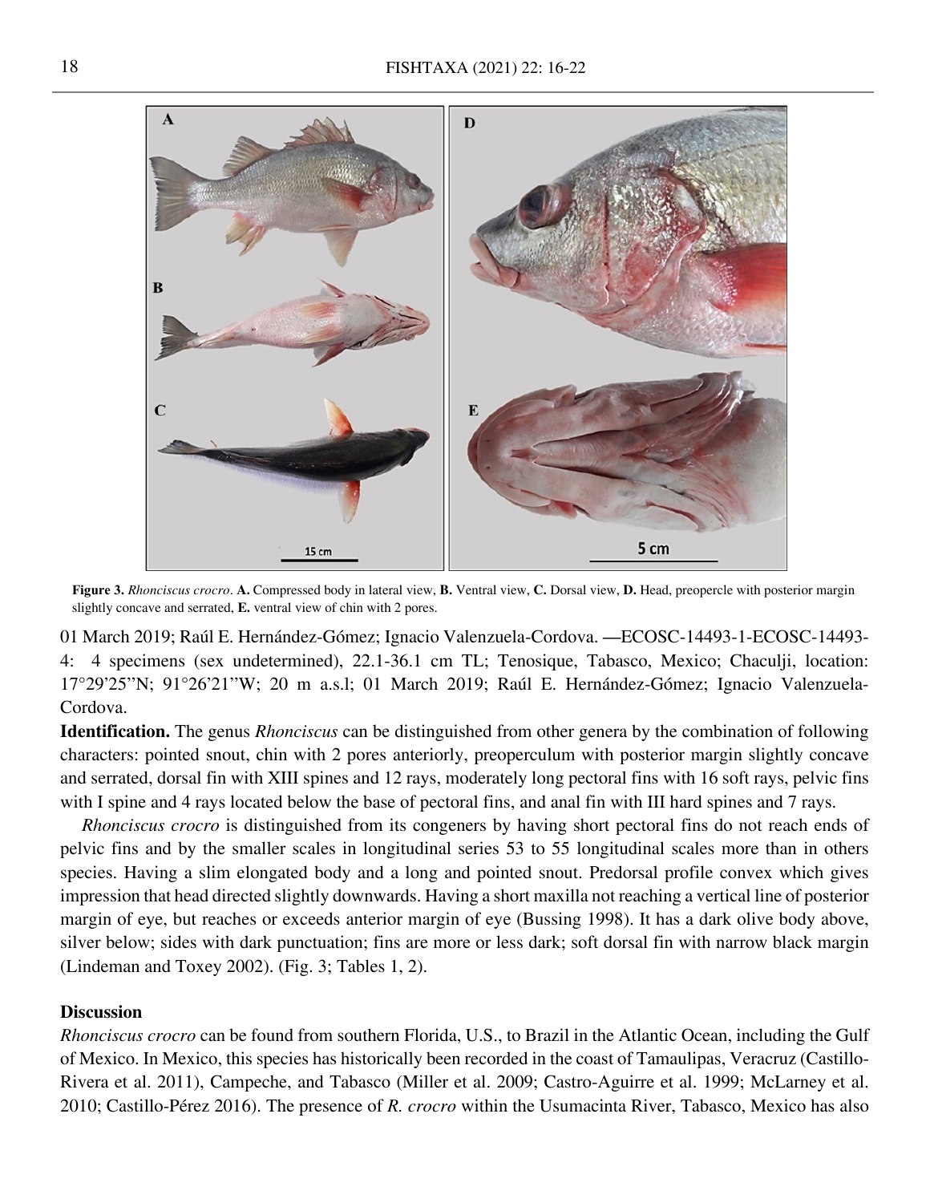**Figure 3.** *Rhonciscus crocro*. **A.** Compressed body in lateral view, **B.** Ventral view, **C.** Dorsal view, **D.** Head, preopercle with posterior margin slightly concave and serrated, **E.** ventral view of chin with 2 pores.

01 March 2019; Raúl E. Hernández-Gómez; Ignacio Valenzuela-Cordova. —ECOSC-14493-1-ECOSC-14493-4: 4 specimens (sex undetermined), 22.1-36.1 cm TL; Tenosique, Tabasco, Mexico; Chaculji, location: 17°29'25''N; 91°26'21''W; 20 m a.s.l; 01 March 2019; Raúl E. Hernández-Gómez; Ignacio Valenzuela-Cordova.

**Identification.** The genus *Rhonciscus* can be distinguished from other genera by the combination of following characters: pointed snout, chin with 2 pores anteriorly, preoperculum with posterior margin slightly concave and serrated, dorsal fin with XIII spines and 12 rays, moderately long pectoral fins with 16 soft rays, pelvic fins with I spine and 4 rays located below the base of pectoral fins, and anal fin with III hard spines and 7 rays.

*Rhonciscus crocro* is distinguished from its congeners by having short pectoral fins do not reach ends of pelvic fins and by the smaller scales in longitudinal series 53 to 55 longitudinal scales more than in others species. Having a slim elongated body and a long and pointed snout. Predorsal profile convex which gives impression that head directed slightly downwards. Having a short maxilla not reaching a vertical line of posterior margin of eye, but reaches or exceeds anterior margin of eye (Bussing 1998). It has a dark olive body above, silver below; sides with dark punctuation; fins are more or less dark; soft dorsal fin with narrow black margin (Lindeman and Toxey 2002). (Fig. 3; Tables 1, 2).

## Discussion

*Rhonciscus crocro* can be found from southern Florida, U.S., to Brazil in the Atlantic Ocean, including the Gulf of Mexico. In Mexico, this species has historically been recorded in the coast of Tamaulipas, Veracruz (Castillo-Rivera et al. 2011), Campeche, and Tabasco (Miller et al. 2009; Castro-Aguirre et al. 1999; McLarney et al. 2010; Castillo-Pérez 2016). The presence of *R. crocro* within the Usumacinta River, Tabasco, Mexico has also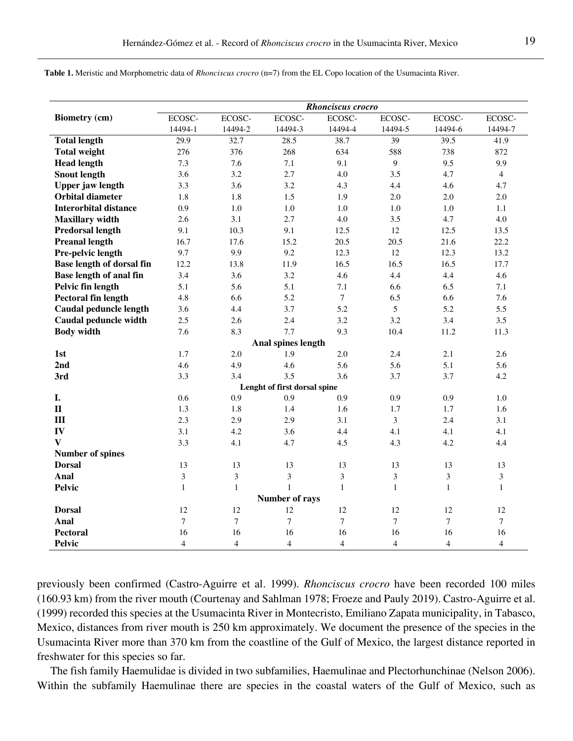**Table 1.** Meristic and Morphometric data of *Rhonciscus crocro* (n=7) from the EL Copo location of the Usumacinta River.

| Biometry (cm) | *Rhonciscus crocro* | | | | | | |
|---|---|---|---|---|---|---|---|
| | ECOSC-14494-1 | ECOSC-14494-2 | ECOSC-14494-3 | ECOSC-14494-4 | ECOSC-14494-5 | ECOSC-14494-6 | ECOSC-14494-7 |
| **Total length** | 29.9 | 32.7 | 28.5 | 38.7 | 39 | 39.5 | 41.9 |
| **Total weight** | 276 | 376 | 268 | 634 | 588 | 738 | 872 |
| **Head length** | 7.3 | 7.6 | 7.1 | 9.1 | 9 | 9.5 | 9.9 |
| **Snout length** | 3.6 | 3.2 | 2.7 | 4.0 | 3.5 | 4.7 | 4 |
| **Upper jaw length** | 3.3 | 3.6 | 3.2 | 4.3 | 4.4 | 4.6 | 4.7 |
| **Orbital diameter** | 1.8 | 1.8 | 1.5 | 1.9 | 2.0 | 2.0 | 2.0 |
| **Interorbital distance** | 0.9 | 1.0 | 1.0 | 1.0 | 1.0 | 1.0 | 1.1 |
| **Maxillary width** | 2.6 | 3.1 | 2.7 | 4.0 | 3.5 | 4.7 | 4.0 |
| **Predorsal length** | 9.1 | 10.3 | 9.1 | 12.5 | 12 | 12.5 | 13.5 |
| **Preanal length** | 16.7 | 17.6 | 15.2 | 20.5 | 20.5 | 21.6 | 22.2 |
| **Pre-pelvic length** | 9.7 | 9.9 | 9.2 | 12.3 | 12 | 12.3 | 13.2 |
| **Base length of dorsal fin** | 12.2 | 13.8 | 11.9 | 16.5 | 16.5 | 16.5 | 17.7 |
| **Base length of anal fin** | 3.4 | 3.6 | 3.2 | 4.6 | 4.4 | 4.4 | 4.6 |
| **Pelvic fin length** | 5.1 | 5.6 | 5.1 | 7.1 | 6.6 | 6.5 | 7.1 |
| **Pectoral fin length** | 4.8 | 6.6 | 5.2 | 7 | 6.5 | 6.6 | 7.6 |
| **Caudal peduncle length** | 3.6 | 4.4 | 3.7 | 5.2 | 5 | 5.2 | 5.5 |
| **Caudal peduncle width** | 2.5 | 2.6 | 2.4 | 3.2 | 3.2 | 3.4 | 3.5 |
| **Body width** | 7.6 | 8.3 | 7.7 | 9.3 | 10.4 | 11.2 | 11.3 |
| | | | **Anal spines length** | | | | |
| **1st** | 1.7 | 2.0 | 1.9 | 2.0 | 2.4 | 2.1 | 2.6 |
| **2nd** | 4.6 | 4.9 | 4.6 | 5.6 | 5.6 | 5.1 | 5.6 |
| **3rd** | 3.3 | 3.4 | 3.5 | 3.6 | 3.7 | 3.7 | 4.2 |
| | | | **Lenght of first dorsal spine** | | | | |
| **I.** | 0.6 | 0.9 | 0.9 | 0.9 | 0.9 | 0.9 | 1.0 |
| **II** | 1.3 | 1.8 | 1.4 | 1.6 | 1.7 | 1.7 | 1.6 |
| **III** | 2.3 | 2.9 | 2.9 | 3.1 | 3 | 2.4 | 3.1 |
| **IV** | 3.1 | 4.2 | 3.6 | 4.4 | 4.1 | 4.1 | 4.1 |
| **V** | 3.3 | 4.1 | 4.7 | 4.5 | 4.3 | 4.2 | 4.4 |
| **Number of spines** | | | | | | | |
| **Dorsal** | 13 | 13 | 13 | 13 | 13 | 13 | 13 |
| **Anal** | 3 | 3 | 3 | 3 | 3 | 3 | 3 |
| **Pelvic** | 1 | 1 | 1 | 1 | 1 | 1 | 1 |
| | | | **Number of rays** | | | | |
| **Dorsal** | 12 | 12 | 12 | 12 | 12 | 12 | 12 |
| **Anal** | 7 | 7 | 7 | 7 | 7 | 7 | 7 |
| **Pectoral** | 16 | 16 | 16 | 16 | 16 | 16 | 16 |
| **Pelvic** | 4 | 4 | 4 | 4 | 4 | 4 | 4 |

previously been confirmed (Castro-Aguirre et al. 1999). *Rhonciscus crocro* have been recorded 100 miles (160.93 km) from the river mouth (Courtenay and Sahlman 1978; Froeze and Pauly 2019). Castro-Aguirre et al. (1999) recorded this species at the Usumacinta River in Montecristo, Emiliano Zapata municipality, in Tabasco, Mexico, distances from river mouth is 250 km approximately. We document the presence of the species in the Usumacinta River more than 370 km from the coastline of the Gulf of Mexico, the largest distance reported in freshwater for this species so far.

The fish family Haemulidae is divided in two subfamilies, Haemulinae and Plectorhunchinae (Nelson 2006). Within the subfamily Haemulinae there are species in the coastal waters of the Gulf of Mexico, such as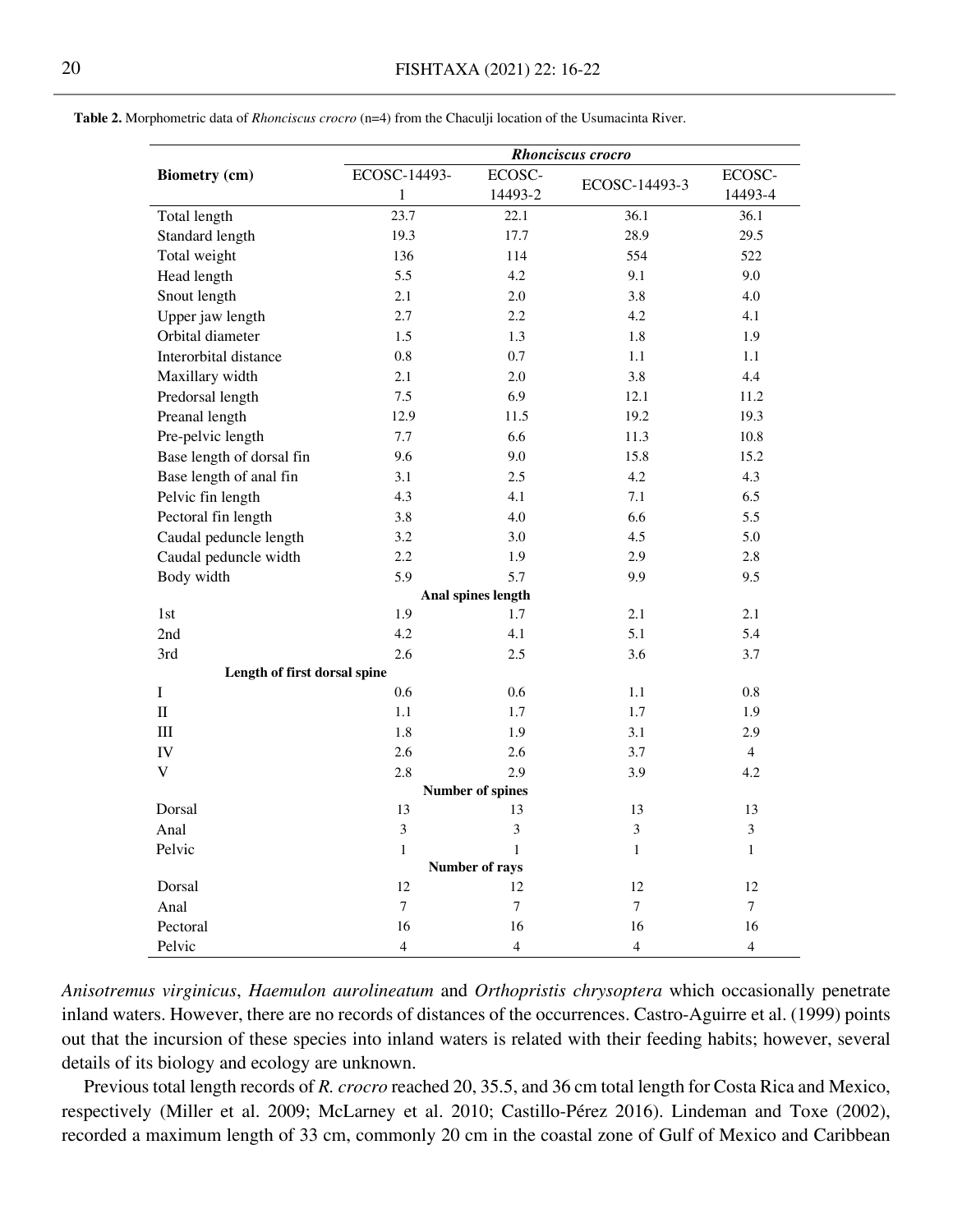**Table 2.** Morphometric data of *Rhonciscus crocro* (n=4) from the Chaculji location of the Usumacinta River.

| Biometry (cm) | *Rhonciscus crocro* | | | |
|---|---|---|---|---|
| | ECOSC-14493-1 | ECOSC-14493-2 | ECOSC-14493-3 | ECOSC-14493-4 |
| Total length | 23.7 | 22.1 | 36.1 | 36.1 |
| Standard length | 19.3 | 17.7 | 28.9 | 29.5 |
| Total weight | 136 | 114 | 554 | 522 |
| Head length | 5.5 | 4.2 | 9.1 | 9.0 |
| Snout length | 2.1 | 2.0 | 3.8 | 4.0 |
| Upper jaw length | 2.7 | 2.2 | 4.2 | 4.1 |
| Orbital diameter | 1.5 | 1.3 | 1.8 | 1.9 |
| Interorbital distance | 0.8 | 0.7 | 1.1 | 1.1 |
| Maxillary width | 2.1 | 2.0 | 3.8 | 4.4 |
| Predorsal length | 7.5 | 6.9 | 12.1 | 11.2 |
| Preanal length | 12.9 | 11.5 | 19.2 | 19.3 |
| Pre-pelvic length | 7.7 | 6.6 | 11.3 | 10.8 |
| Base length of dorsal fin | 9.6 | 9.0 | 15.8 | 15.2 |
| Base length of anal fin | 3.1 | 2.5 | 4.2 | 4.3 |
| Pelvic fin length | 4.3 | 4.1 | 7.1 | 6.5 |
| Pectoral fin length | 3.8 | 4.0 | 6.6 | 5.5 |
| Caudal peduncle length | 3.2 | 3.0 | 4.5 | 5.0 |
| Caudal peduncle width | 2.2 | 1.9 | 2.9 | 2.8 |
| Body width | 5.9 | 5.7 | 9.9 | 9.5 |
| **Anal spines length** | | | | |
| 1st | 1.9 | 1.7 | 2.1 | 2.1 |
| 2nd | 4.2 | 4.1 | 5.1 | 5.4 |
| 3rd | 2.6 | 2.5 | 3.6 | 3.7 |
| **Length of first dorsal spine** | | | | |
| I | 0.6 | 0.6 | 1.1 | 0.8 |
| II | 1.1 | 1.7 | 1.7 | 1.9 |
| III | 1.8 | 1.9 | 3.1 | 2.9 |
| IV | 2.6 | 2.6 | 3.7 | 4 |
| V | 2.8 | 2.9 | 3.9 | 4.2 |
| **Number of spines** | | | | |
| Dorsal | 13 | 13 | 13 | 13 |
| Anal | 3 | 3 | 3 | 3 |
| Pelvic | 1 | 1 | 1 | 1 |
| **Number of rays** | | | | |
| Dorsal | 12 | 12 | 12 | 12 |
| Anal | 7 | 7 | 7 | 7 |
| Pectoral | 16 | 16 | 16 | 16 |
| Pelvic | 4 | 4 | 4 | 4 |

*Anisotremus virginicus*, *Haemulon aurolineatum* and *Orthopristis chrysoptera* which occasionally penetrate inland waters. However, there are no records of distances of the occurrences. Castro-Aguirre et al. (1999) points out that the incursion of these species into inland waters is related with their feeding habits; however, several details of its biology and ecology are unknown.

Previous total length records of *R. crocro* reached 20, 35.5, and 36 cm total length for Costa Rica and Mexico, respectively (Miller et al. 2009; McLarney et al. 2010; Castillo-Pérez 2016). Lindeman and Toxe (2002), recorded a maximum length of 33 cm, commonly 20 cm in the coastal zone of Gulf of Mexico and Caribbean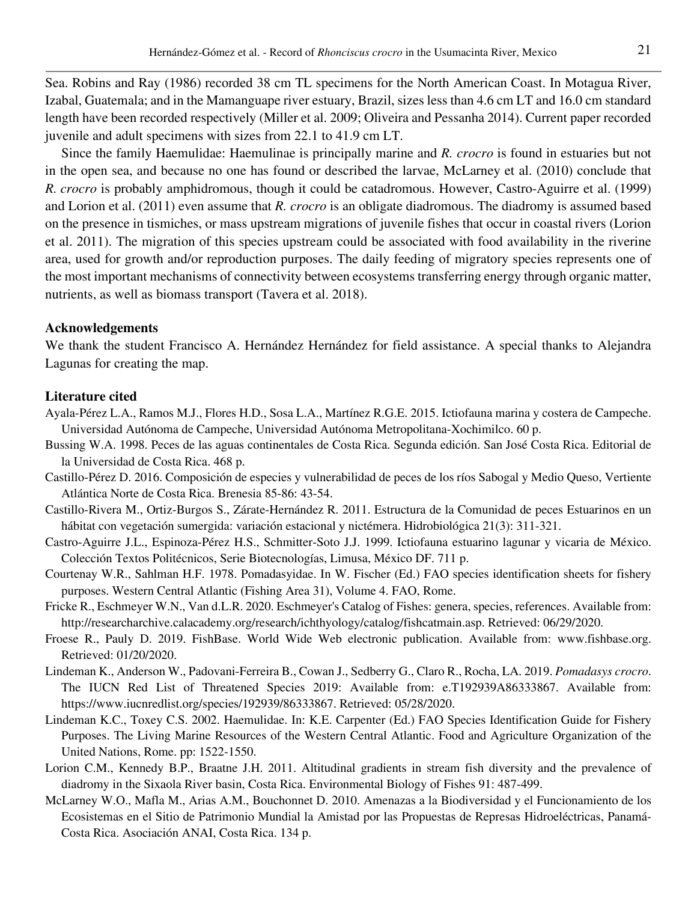Sea. Robins and Ray (1986) recorded 38 cm TL specimens for the North American Coast. In Motagua River, Izabal, Guatemala; and in the Mamanguape river estuary, Brazil, sizes less than 4.6 cm LT and 16.0 cm standard length have been recorded respectively (Miller et al. 2009; Oliveira and Pessanha 2014). Current paper recorded juvenile and adult specimens with sizes from 22.1 to 41.9 cm LT.

Since the family Haemulidae: Haemulinae is principally marine and *R. crocro* is found in estuaries but not in the open sea, and because no one has found or described the larvae, McLarney et al. (2010) conclude that *R. crocro* is probably amphidromous, though it could be catadromous. However, Castro-Aguirre et al. (1999) and Lorion et al. (2011) even assume that *R. crocro* is an obligate diadromous. The diadromy is assumed based on the presence in tismiches, or mass upstream migrations of juvenile fishes that occur in coastal rivers (Lorion et al. 2011). The migration of this species upstream could be associated with food availability in the riverine area, used for growth and/or reproduction purposes. The daily feeding of migratory species represents one of the most important mechanisms of connectivity between ecosystems transferring energy through organic matter, nutrients, as well as biomass transport (Tavera et al. 2018).

## Acknowledgements

We thank the student Francisco A. Hernández Hernández for field assistance. A special thanks to Alejandra Lagunas for creating the map.

## Literature cited

Ayala-Pérez L.A., Ramos M.J., Flores H.D., Sosa L.A., Martínez R.G.E. 2015. Ictiofauna marina y costera de Campeche. Universidad Autónoma de Campeche, Universidad Autónoma Metropolitana-Xochimilco. 60 p.

Bussing W.A. 1998. Peces de las aguas continentales de Costa Rica. Segunda edición. San José Costa Rica. Editorial de la Universidad de Costa Rica. 468 p.

Castillo-Pérez D. 2016. Composición de especies y vulnerabilidad de peces de los ríos Sabogal y Medio Queso, Vertiente Atlántica Norte de Costa Rica. Brenesia 85-86: 43-54.

Castillo-Rivera M., Ortiz-Burgos S., Zárate-Hernández R. 2011. Estructura de la Comunidad de peces Estuarinos en un hábitat con vegetación sumergida: variación estacional y nictémera. Hidrobiológica 21(3): 311-321.

Castro-Aguirre J.L., Espinoza-Pérez H.S., Schmitter-Soto J.J. 1999. Ictiofauna estuarino lagunar y vicaria de México. Colección Textos Politécnicos, Serie Biotecnologías, Limusa, México DF. 711 p.

Courtenay W.R., Sahlman H.F. 1978. Pomadasyidae. In W. Fischer (Ed.) FAO species identification sheets for fishery purposes. Western Central Atlantic (Fishing Area 31), Volume 4. FAO, Rome.

Fricke R., Eschmeyer W.N., Van d.L.R. 2020. Eschmeyer's Catalog of Fishes: genera, species, references. Available from: http://researcharchive.calacademy.org/research/ichthyology/catalog/fishcatmain.asp. Retrieved: 06/29/2020.

Froese R., Pauly D. 2019. FishBase. World Wide Web electronic publication. Available from: www.fishbase.org. Retrieved: 01/20/2020.

Lindeman K., Anderson W., Padovani-Ferreira B., Cowan J., Sedberry G., Claro R., Rocha, LA. 2019. *Pomadasys crocro*. The IUCN Red List of Threatened Species 2019: Available from: e.T192939A86333867. Available from: https://www.iucnredlist.org/species/192939/86333867. Retrieved: 05/28/2020.

Lindeman K.C., Toxey C.S. 2002. Haemulidae. In: K.E. Carpenter (Ed.) FAO Species Identification Guide for Fishery Purposes. The Living Marine Resources of the Western Central Atlantic. Food and Agriculture Organization of the United Nations, Rome. pp: 1522-1550.

Lorion C.M., Kennedy B.P., Braatne J.H. 2011. Altitudinal gradients in stream fish diversity and the prevalence of diadromy in the Sixaola River basin, Costa Rica. Environmental Biology of Fishes 91: 487-499.

McLarney W.O., Mafla M., Arias A.M., Bouchonnet D. 2010. Amenazas a la Biodiversidad y el Funcionamiento de los Ecosistemas en el Sitio de Patrimonio Mundial la Amistad por las Propuestas de Represas Hidroeléctricas, Panamá-Costa Rica. Asociación ANAI, Costa Rica. 134 p.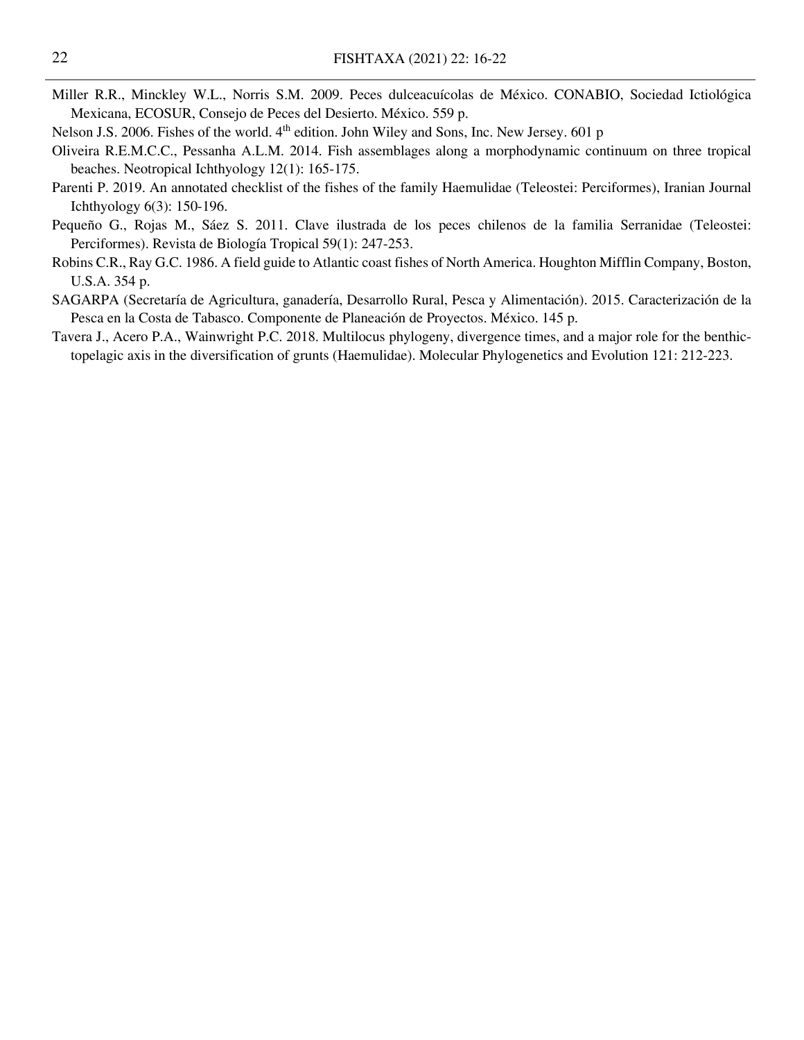Miller R.R., Minckley W.L., Norris S.M. 2009. Peces dulceacuícolas de México. CONABIO, Sociedad Ictiológica Mexicana, ECOSUR, Consejo de Peces del Desierto. México. 559 p.

Nelson J.S. 2006. Fishes of the world. 4th edition. John Wiley and Sons, Inc. New Jersey. 601 p

Oliveira R.E.M.C.C., Pessanha A.L.M. 2014. Fish assemblages along a morphodynamic continuum on three tropical beaches. Neotropical Ichthyology 12(1): 165-175.

Parenti P. 2019. An annotated checklist of the fishes of the family Haemulidae (Teleostei: Perciformes), Iranian Journal Ichthyology 6(3): 150-196.

Pequeño G., Rojas M., Sáez S. 2011. Clave ilustrada de los peces chilenos de la familia Serranidae (Teleostei: Perciformes). Revista de Biología Tropical 59(1): 247-253.

Robins C.R., Ray G.C. 1986. A field guide to Atlantic coast fishes of North America. Houghton Mifflin Company, Boston, U.S.A. 354 p.

SAGARPA (Secretaría de Agricultura, ganadería, Desarrollo Rural, Pesca y Alimentación). 2015. Caracterización de la Pesca en la Costa de Tabasco. Componente de Planeación de Proyectos. México. 145 p.

Tavera J., Acero P.A., Wainwright P.C. 2018. Multilocus phylogeny, divergence times, and a major role for the benthic-topelagic axis in the diversification of grunts (Haemulidae). Molecular Phylogenetics and Evolution 121: 212-223.